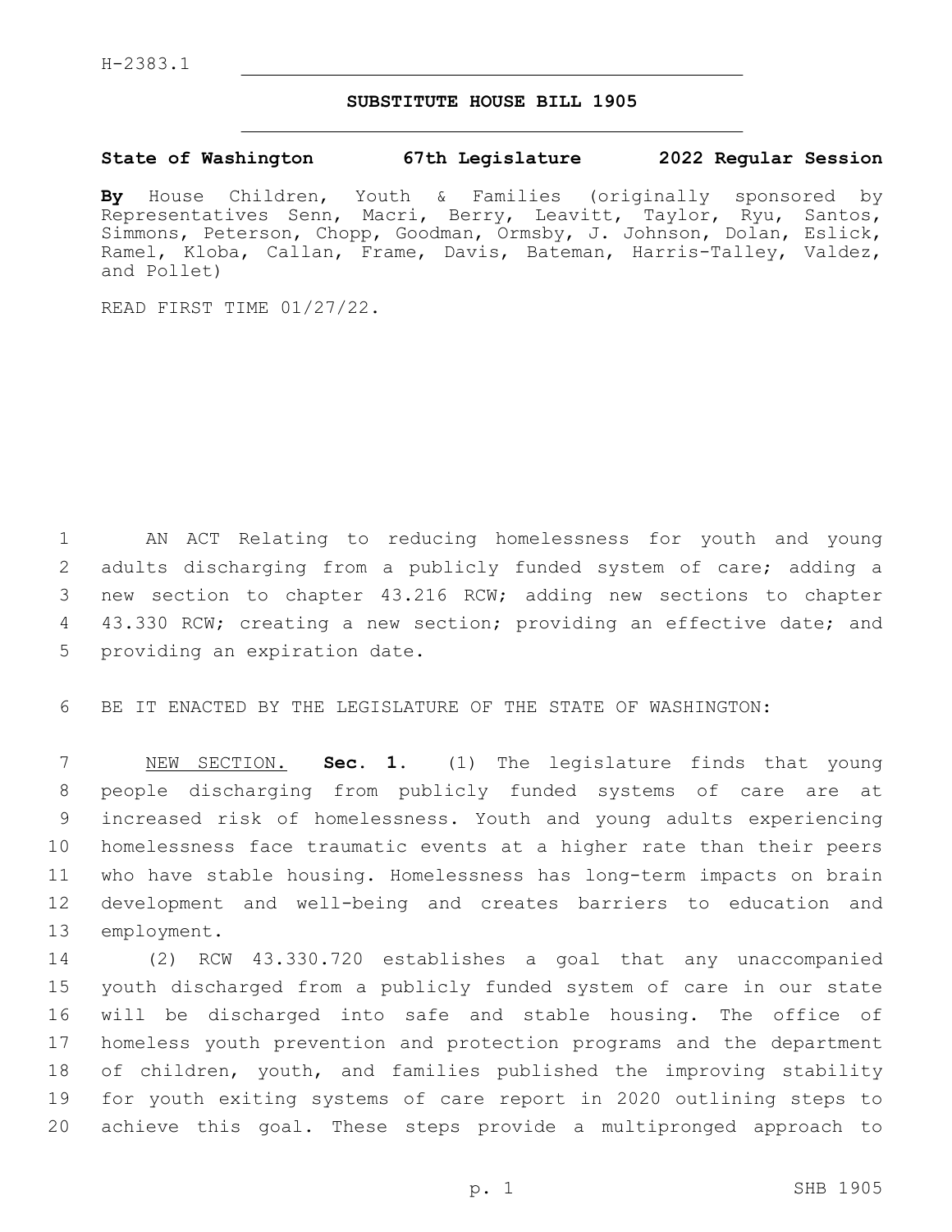H-2383.1

# SUBSTITUTE HOUSE BILL 1905

**State of Washington 67th Legislature 2022 Regular Session**

**By** House Children, Youth & Families (originally sponsored by Representatives Senn, Macri, Berry, Leavitt, Taylor, Ryu, Santos, Simmons, Peterson, Chopp, Goodman, Ormsby, J. Johnson, Dolan, Eslick, Ramel, Kloba, Callan, Frame, Davis, Bateman, Harris-Talley, Valdez, and Pollet)

READ FIRST TIME 01/27/22.

AN ACT Relating to reducing homelessness for youth and young adults discharging from a publicly funded system of care; adding a new section to chapter 43.216 RCW; adding new sections to chapter 43.330 RCW; creating a new section; providing an effective date; and providing an expiration date.

BE IT ENACTED BY THE LEGISLATURE OF THE STATE OF WASHINGTON:

NEW SECTION. **Sec. 1.** (1) The legislature finds that young people discharging from publicly funded systems of care are at increased risk of homelessness. Youth and young adults experiencing homelessness face traumatic events at a higher rate than their peers who have stable housing. Homelessness has long-term impacts on brain development and well-being and creates barriers to education and employment.

(2) RCW 43.330.720 establishes a goal that any unaccompanied youth discharged from a publicly funded system of care in our state will be discharged into safe and stable housing. The office of homeless youth prevention and protection programs and the department of children, youth, and families published the improving stability for youth exiting systems of care report in 2020 outlining steps to achieve this goal. These steps provide a multipronged approach to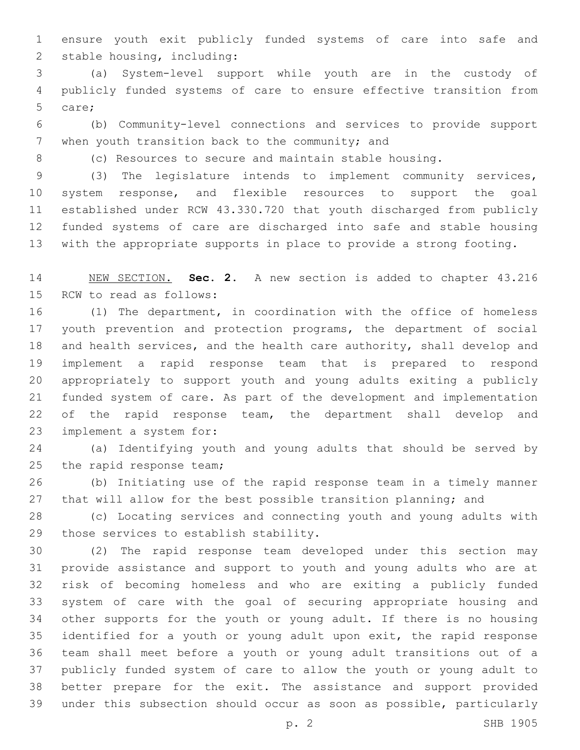ensure youth exit publicly funded systems of care into safe and stable housing, including:

(a) System-level support while youth are in the custody of publicly funded systems of care to ensure effective transition from care;

(b) Community-level connections and services to provide support when youth transition back to the community; and

(c) Resources to secure and maintain stable housing.

(3) The legislature intends to implement community services, system response, and flexible resources to support the goal established under RCW 43.330.720 that youth discharged from publicly funded systems of care are discharged into safe and stable housing with the appropriate supports in place to provide a strong footing.

NEW SECTION. **Sec. 2.** A new section is added to chapter 43.216 RCW to read as follows:

(1) The department, in coordination with the office of homeless youth prevention and protection programs, the department of social and health services, and the health care authority, shall develop and implement a rapid response team that is prepared to respond appropriately to support youth and young adults exiting a publicly funded system of care. As part of the development and implementation of the rapid response team, the department shall develop and implement a system for:

(a) Identifying youth and young adults that should be served by the rapid response team;

(b) Initiating use of the rapid response team in a timely manner that will allow for the best possible transition planning; and

(c) Locating services and connecting youth and young adults with those services to establish stability.

(2) The rapid response team developed under this section may provide assistance and support to youth and young adults who are at risk of becoming homeless and who are exiting a publicly funded system of care with the goal of securing appropriate housing and other supports for the youth or young adult. If there is no housing identified for a youth or young adult upon exit, the rapid response team shall meet before a youth or young adult transitions out of a publicly funded system of care to allow the youth or young adult to better prepare for the exit. The assistance and support provided under this subsection should occur as soon as possible, particularly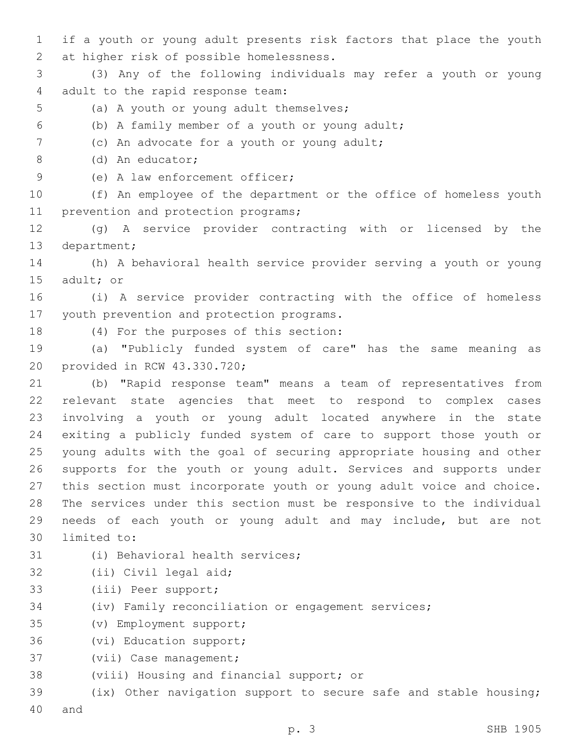if a youth or young adult presents risk factors that place the youth at higher risk of possible homelessness.

(3) Any of the following individuals may refer a youth or young adult to the rapid response team:

(a) A youth or young adult themselves;

(b) A family member of a youth or young adult;

(c) An advocate for a youth or young adult;

(d) An educator;

(e) A law enforcement officer;

(f) An employee of the department or the office of homeless youth prevention and protection programs;

(g) A service provider contracting with or licensed by the department;

(h) A behavioral health service provider serving a youth or young adult; or

(i) A service provider contracting with the office of homeless youth prevention and protection programs.

(4) For the purposes of this section:

(a) "Publicly funded system of care" has the same meaning as provided in RCW 43.330.720;

(b) "Rapid response team" means a team of representatives from relevant state agencies that meet to respond to complex cases involving a youth or young adult located anywhere in the state exiting a publicly funded system of care to support those youth or young adults with the goal of securing appropriate housing and other supports for the youth or young adult. Services and supports under this section must incorporate youth or young adult voice and choice. The services under this section must be responsive to the individual needs of each youth or young adult and may include, but are not limited to:

(i) Behavioral health services;

(ii) Civil legal aid;

(iii) Peer support;

(iv) Family reconciliation or engagement services;

(v) Employment support;

(vi) Education support;

(vii) Case management;

(viii) Housing and financial support; or

(ix) Other navigation support to secure safe and stable housing; and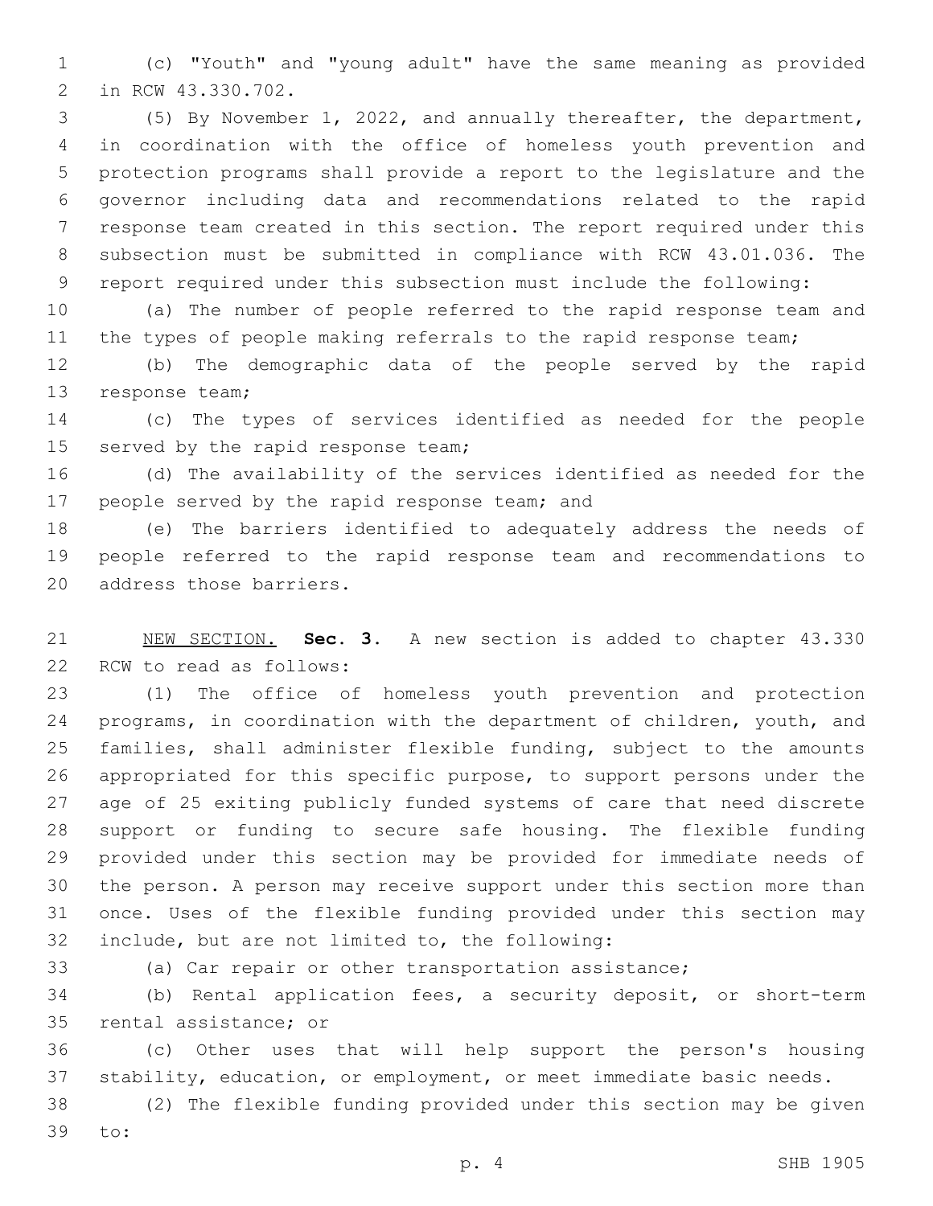(c) "Youth" and "young adult" have the same meaning as provided in RCW 43.330.702.

(5) By November 1, 2022, and annually thereafter, the department, in coordination with the office of homeless youth prevention and protection programs shall provide a report to the legislature and the governor including data and recommendations related to the rapid response team created in this section. The report required under this subsection must be submitted in compliance with RCW 43.01.036. The report required under this subsection must include the following:

(a) The number of people referred to the rapid response team and the types of people making referrals to the rapid response team;

(b) The demographic data of the people served by the rapid response team;

(c) The types of services identified as needed for the people served by the rapid response team;

(d) The availability of the services identified as needed for the people served by the rapid response team; and

(e) The barriers identified to adequately address the needs of people referred to the rapid response team and recommendations to address those barriers.

NEW SECTION. **Sec. 3.** A new section is added to chapter 43.330 RCW to read as follows:

(1) The office of homeless youth prevention and protection programs, in coordination with the department of children, youth, and families, shall administer flexible funding, subject to the amounts appropriated for this specific purpose, to support persons under the age of 25 exiting publicly funded systems of care that need discrete support or funding to secure safe housing. The flexible funding provided under this section may be provided for immediate needs of the person. A person may receive support under this section more than once. Uses of the flexible funding provided under this section may include, but are not limited to, the following:

(a) Car repair or other transportation assistance;

(b) Rental application fees, a security deposit, or short-term rental assistance; or

(c) Other uses that will help support the person's housing stability, education, or employment, or meet immediate basic needs.

(2) The flexible funding provided under this section may be given to: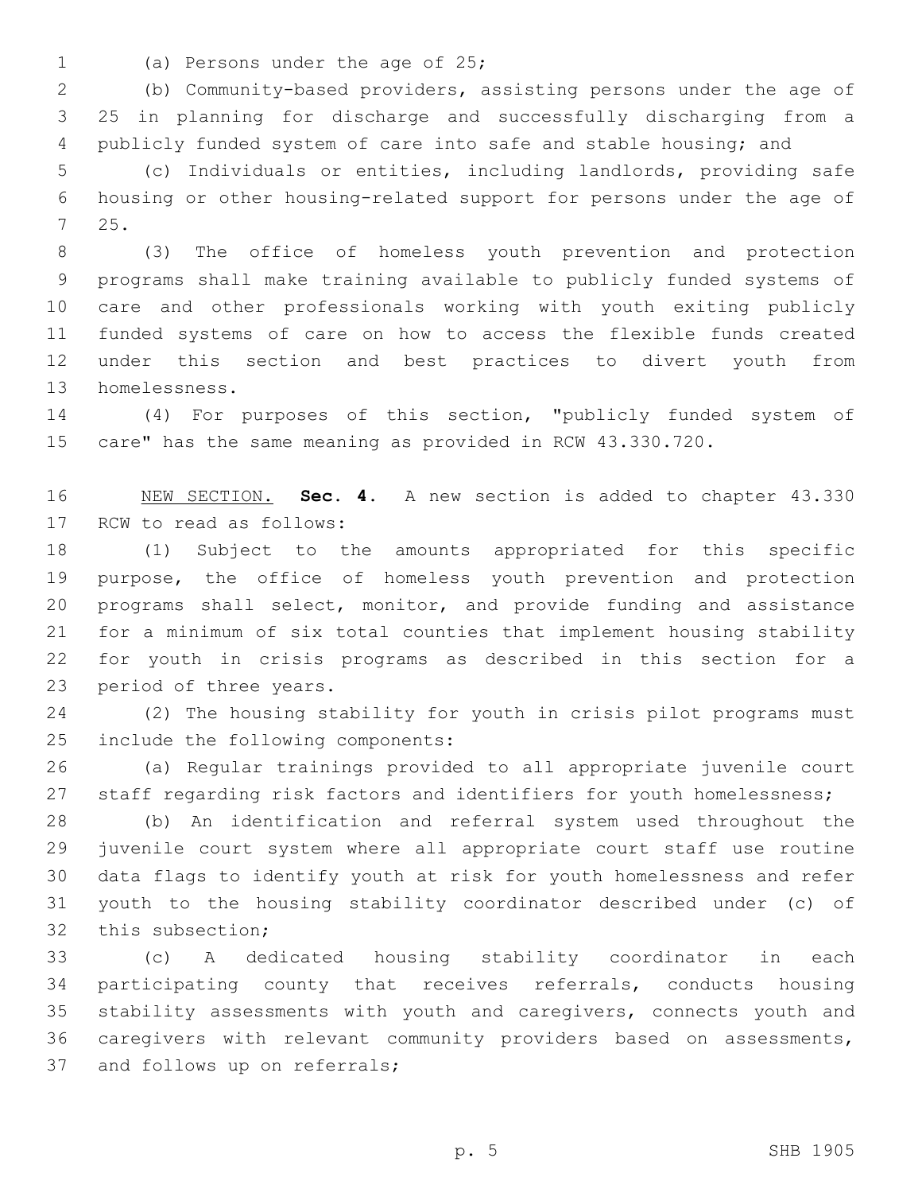(a) Persons under the age of 25;

(b) Community-based providers, assisting persons under the age of 25 in planning for discharge and successfully discharging from a publicly funded system of care into safe and stable housing; and

(c) Individuals or entities, including landlords, providing safe housing or other housing-related support for persons under the age of 25.

(3) The office of homeless youth prevention and protection programs shall make training available to publicly funded systems of care and other professionals working with youth exiting publicly funded systems of care on how to access the flexible funds created under this section and best practices to divert youth from homelessness.

(4) For purposes of this section, "publicly funded system of care" has the same meaning as provided in RCW 43.330.720.

NEW SECTION. **Sec. 4.** A new section is added to chapter 43.330 RCW to read as follows:

(1) Subject to the amounts appropriated for this specific purpose, the office of homeless youth prevention and protection programs shall select, monitor, and provide funding and assistance for a minimum of six total counties that implement housing stability for youth in crisis programs as described in this section for a period of three years.

(2) The housing stability for youth in crisis pilot programs must include the following components:

(a) Regular trainings provided to all appropriate juvenile court staff regarding risk factors and identifiers for youth homelessness;

(b) An identification and referral system used throughout the juvenile court system where all appropriate court staff use routine data flags to identify youth at risk for youth homelessness and refer youth to the housing stability coordinator described under (c) of this subsection;

(c) A dedicated housing stability coordinator in each participating county that receives referrals, conducts housing stability assessments with youth and caregivers, connects youth and caregivers with relevant community providers based on assessments, and follows up on referrals;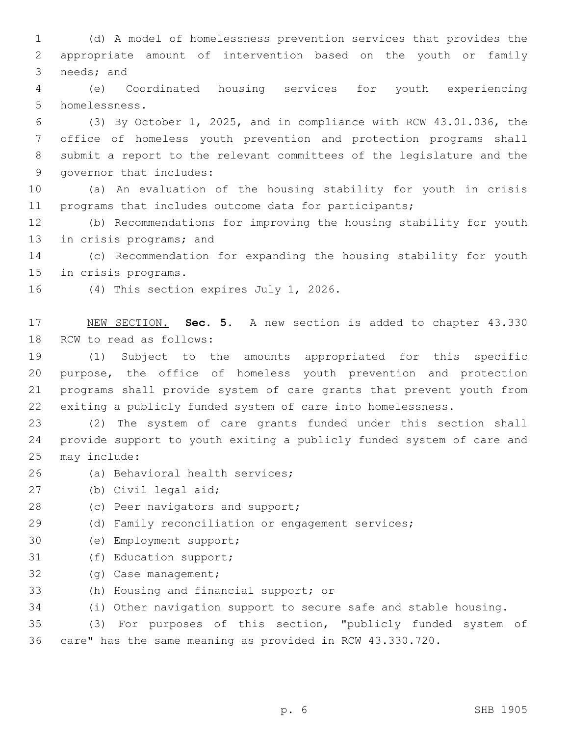(d) A model of homelessness prevention services that provides the appropriate amount of intervention based on the youth or family needs; and

(e) Coordinated housing services for youth experiencing homelessness.

(3) By October 1, 2025, and in compliance with RCW 43.01.036, the office of homeless youth prevention and protection programs shall submit a report to the relevant committees of the legislature and the governor that includes:

(a) An evaluation of the housing stability for youth in crisis programs that includes outcome data for participants;

(b) Recommendations for improving the housing stability for youth in crisis programs; and

(c) Recommendation for expanding the housing stability for youth in crisis programs.

(4) This section expires July 1, 2026.

NEW SECTION. **Sec. 5.** A new section is added to chapter 43.330 RCW to read as follows:

(1) Subject to the amounts appropriated for this specific purpose, the office of homeless youth prevention and protection programs shall provide system of care grants that prevent youth from exiting a publicly funded system of care into homelessness.

(2) The system of care grants funded under this section shall provide support to youth exiting a publicly funded system of care and may include:

(a) Behavioral health services;

(b) Civil legal aid;

(c) Peer navigators and support;

(d) Family reconciliation or engagement services;

(e) Employment support;

(f) Education support;

(g) Case management;

(h) Housing and financial support; or

(i) Other navigation support to secure safe and stable housing.

(3) For purposes of this section, "publicly funded system of care" has the same meaning as provided in RCW 43.330.720.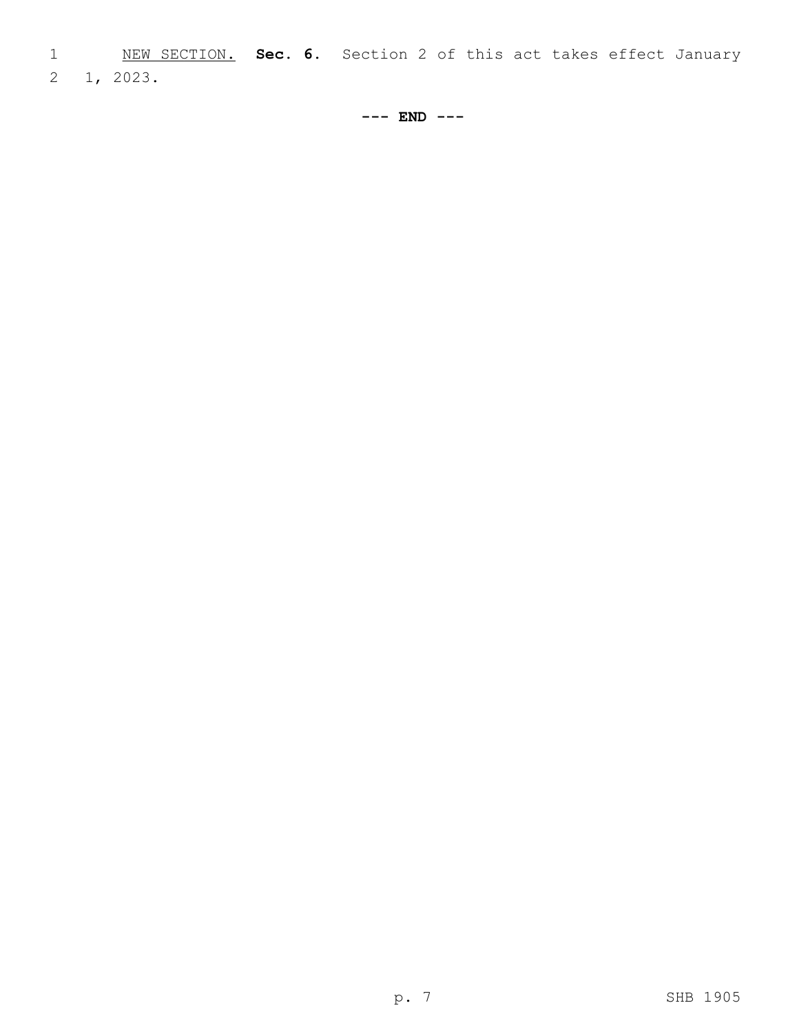NEW SECTION. **Sec. 6.** Section 2 of this act takes effect January 1, 2023.

**--- END ---**